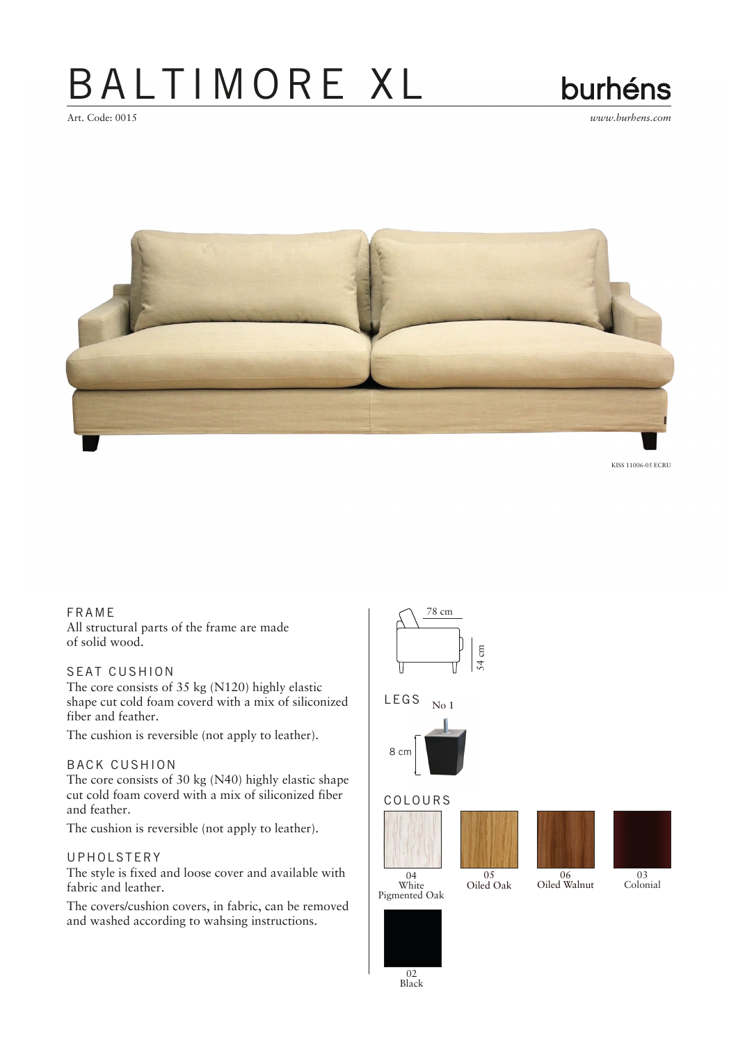# BALTIMORE XL

burhéns

Art. Code: 0015

*www.burhens.com*

KISS 11006-05 ECRU

## FRAME

All structural parts of the frame are made of solid wood.

## SEAT CUSHION

The core consists of 35 kg (N120) highly elastic shape cut cold foam coverd with a mix of siliconized fiber and feather.

The cushion is reversible (not apply to leather).

## BACK CUSHION

The core consists of 30 kg (N40) highly elastic shape cut cold foam coverd with a mix of siliconized fiber and feather.

The cushion is reversible (not apply to leather).

## UPHOLSTERY

The style is fixed and loose cover and available with fabric and leather.

The covers/cushion covers, in fabric, can be removed and washed according to wahsing instructions.

78 cm

54 cm

## LEGS

No 1

8 cm

## COLOURS

04 White Pigmented Oak

05 Oiled Oak

06 Oiled Walnut

03 Colonial

02 Black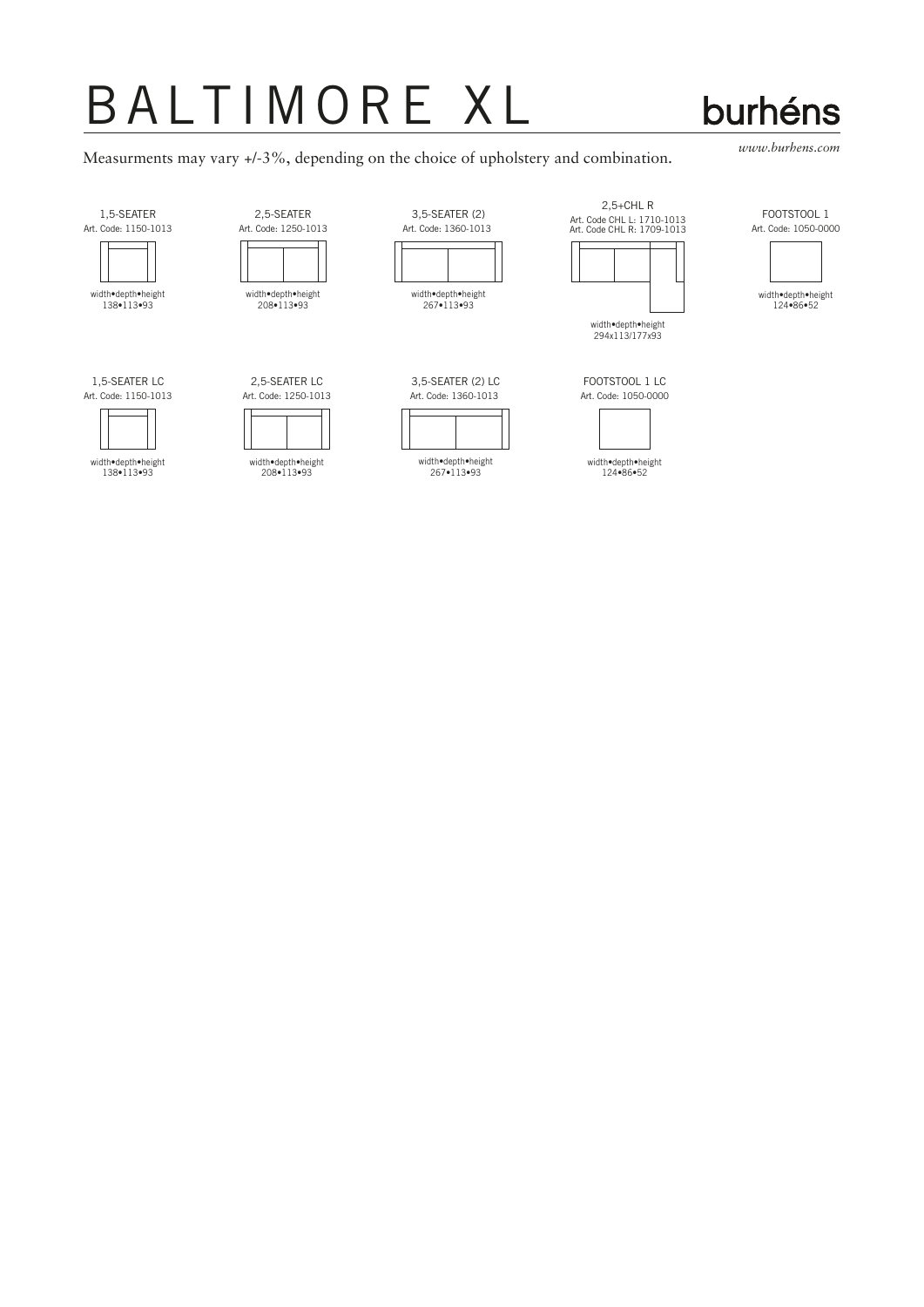# BALTIMORE XL

burhéns

*www.burhens.com*

Measurments may vary +/-3%, depending on the choice of upholstery and combination.

1,5-SEATER
Art. Code: 1150-1013
width•depth•height
138•113•93

2,5-SEATER
Art. Code: 1250-1013
width•depth•height
208•113•93

3,5-SEATER (2)
Art. Code: 1360-1013
width•depth•height
267•113•93

2,5+CHL R
Art. Code CHL L: 1710-1013
Art. Code CHL R: 1709-1013
width•depth•height
294x113/177x93

FOOTSTOOL 1
Art. Code: 1050-0000
width•depth•height
124•86•52

1,5-SEATER LC
Art. Code: 1150-1013
width•depth•height
138•113•93

2,5-SEATER LC
Art. Code: 1250-1013
width•depth•height
208•113•93

3,5-SEATER (2) LC
Art. Code: 1360-1013
width•depth•height
267•113•93

FOOTSTOOL 1 LC
Art. Code: 1050-0000
width•depth•height
124•86•52